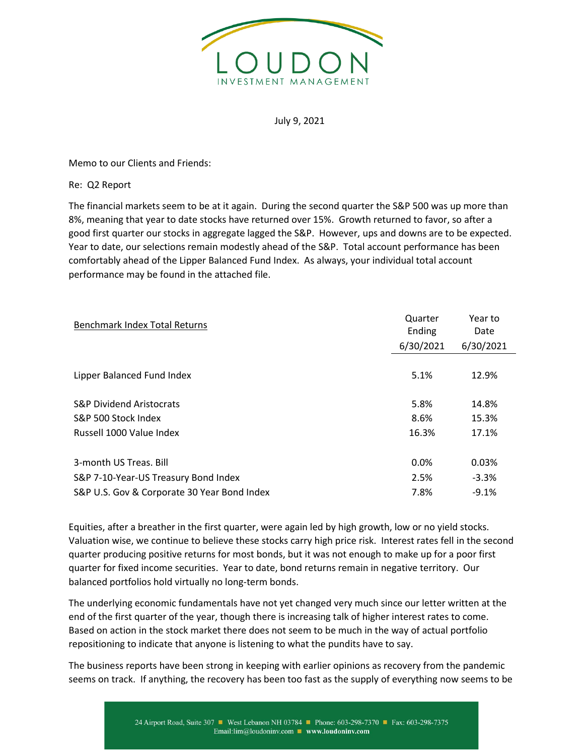LOUDON
INVESTMENT MANAGEMENT

July 9, 2021

Memo to our Clients and Friends:

Re: Q2 Report

The financial markets seem to be at it again. During the second quarter the S&P 500 was up more than 8%, meaning that year to date stocks have returned over 15%. Growth returned to favor, so after a good first quarter our stocks in aggregate lagged the S&P. However, ups and downs are to be expected. Year to date, our selections remain modestly ahead of the S&P. Total account performance has been comfortably ahead of the Lipper Balanced Fund Index. As always, your individual total account performance may be found in the attached file.

| Benchmark Index Total Returns | Quarter Ending 6/30/2021 | Year to Date 6/30/2021 |
|---|---|---|
| Lipper Balanced Fund Index | 5.1% | 12.9% |
| S&P Dividend Aristocrats | 5.8% | 14.8% |
| S&P 500 Stock Index | 8.6% | 15.3% |
| Russell 1000 Value Index | 16.3% | 17.1% |
| 3-month US Treas. Bill | 0.0% | 0.03% |
| S&P 7-10-Year-US Treasury Bond Index | 2.5% | -3.3% |
| S&P U.S. Gov & Corporate 30 Year Bond Index | 7.8% | -9.1% |

Equities, after a breather in the first quarter, were again led by high growth, low or no yield stocks. Valuation wise, we continue to believe these stocks carry high price risk. Interest rates fell in the second quarter producing positive returns for most bonds, but it was not enough to make up for a poor first quarter for fixed income securities. Year to date, bond returns remain in negative territory. Our balanced portfolios hold virtually no long-term bonds.

The underlying economic fundamentals have not yet changed very much since our letter written at the end of the first quarter of the year, though there is increasing talk of higher interest rates to come. Based on action in the stock market there does not seem to be much in the way of actual portfolio repositioning to indicate that anyone is listening to what the pundits have to say.

The business reports have been strong in keeping with earlier opinions as recovery from the pandemic seems on track. If anything, the recovery has been too fast as the supply of everything now seems to be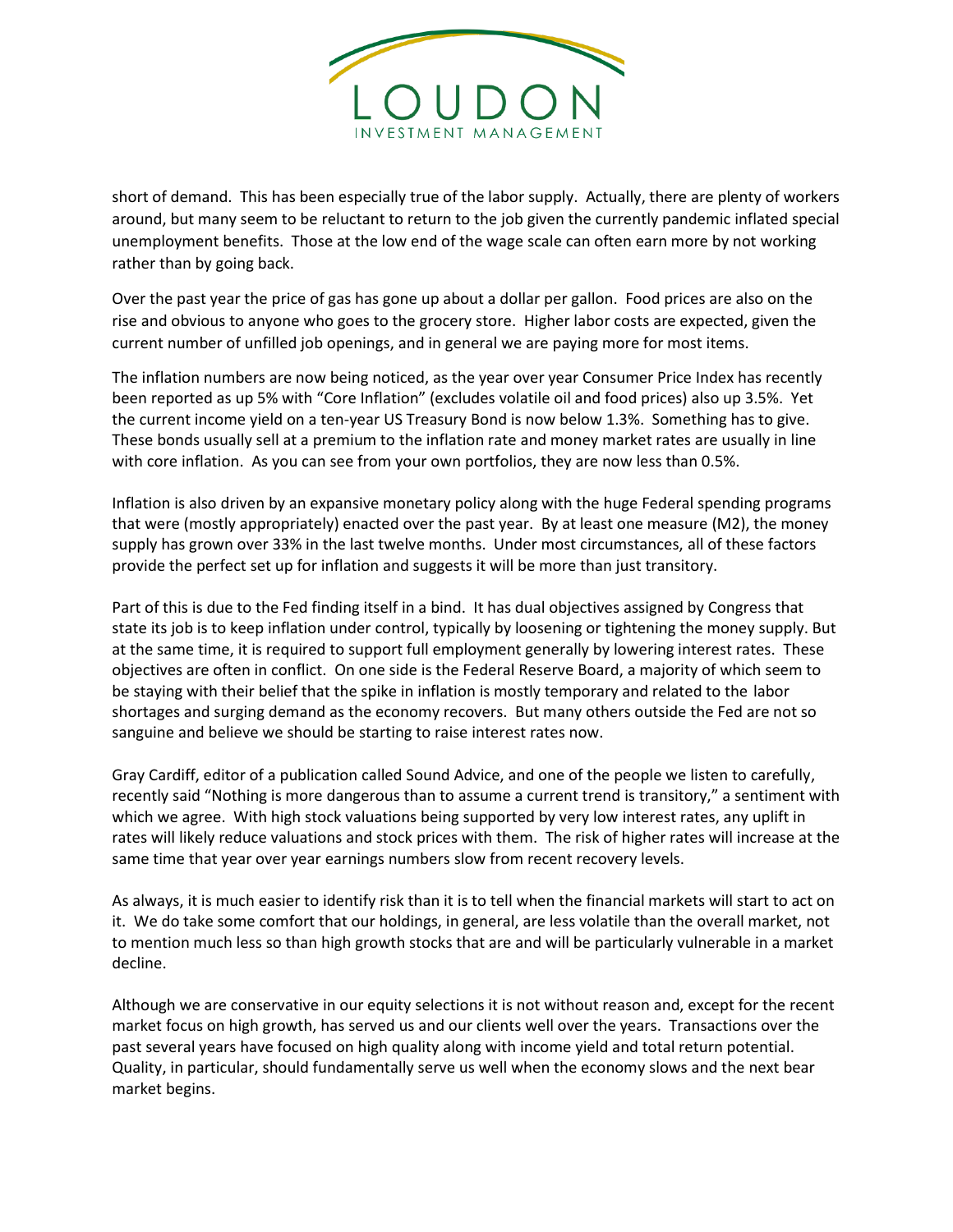short of demand. This has been especially true of the labor supply. Actually, there are plenty of workers around, but many seem to be reluctant to return to the job given the currently pandemic inflated special unemployment benefits. Those at the low end of the wage scale can often earn more by not working rather than by going back.

Over the past year the price of gas has gone up about a dollar per gallon. Food prices are also on the rise and obvious to anyone who goes to the grocery store. Higher labor costs are expected, given the current number of unfilled job openings, and in general we are paying more for most items.

The inflation numbers are now being noticed, as the year over year Consumer Price Index has recently been reported as up 5% with "Core Inflation" (excludes volatile oil and food prices) also up 3.5%. Yet the current income yield on a ten-year US Treasury Bond is now below 1.3%. Something has to give. These bonds usually sell at a premium to the inflation rate and money market rates are usually in line with core inflation. As you can see from your own portfolios, they are now less than 0.5%.

Inflation is also driven by an expansive monetary policy along with the huge Federal spending programs that were (mostly appropriately) enacted over the past year. By at least one measure (M2), the money supply has grown over 33% in the last twelve months. Under most circumstances, all of these factors provide the perfect set up for inflation and suggests it will be more than just transitory.

Part of this is due to the Fed finding itself in a bind. It has dual objectives assigned by Congress that state its job is to keep inflation under control, typically by loosening or tightening the money supply. But at the same time, it is required to support full employment generally by lowering interest rates. These objectives are often in conflict. On one side is the Federal Reserve Board, a majority of which seem to be staying with their belief that the spike in inflation is mostly temporary and related to the labor shortages and surging demand as the economy recovers. But many others outside the Fed are not so sanguine and believe we should be starting to raise interest rates now.

Gray Cardiff, editor of a publication called Sound Advice, and one of the people we listen to carefully, recently said "Nothing is more dangerous than to assume a current trend is transitory," a sentiment with which we agree. With high stock valuations being supported by very low interest rates, any uplift in rates will likely reduce valuations and stock prices with them. The risk of higher rates will increase at the same time that year over year earnings numbers slow from recent recovery levels.

As always, it is much easier to identify risk than it is to tell when the financial markets will start to act on it. We do take some comfort that our holdings, in general, are less volatile than the overall market, not to mention much less so than high growth stocks that are and will be particularly vulnerable in a market decline.

Although we are conservative in our equity selections it is not without reason and, except for the recent market focus on high growth, has served us and our clients well over the years. Transactions over the past several years have focused on high quality along with income yield and total return potential. Quality, in particular, should fundamentally serve us well when the economy slows and the next bear market begins.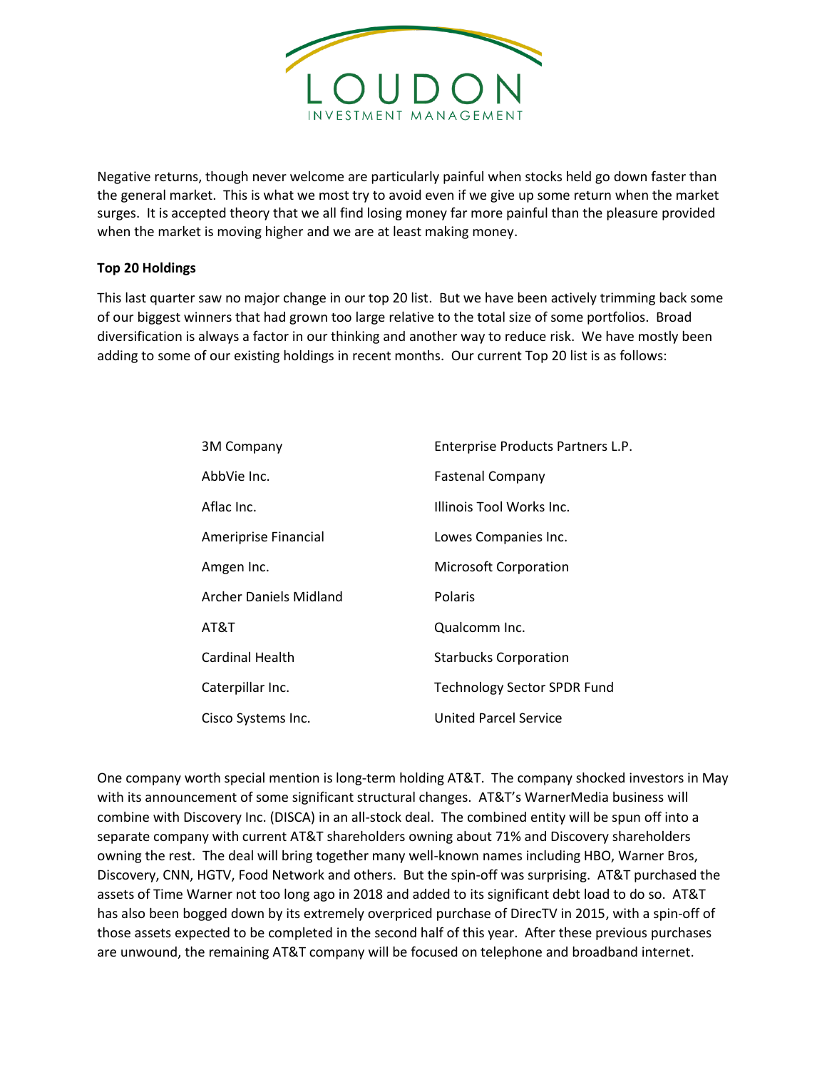Negative returns, though never welcome are particularly painful when stocks held go down faster than the general market. This is what we most try to avoid even if we give up some return when the market surges. It is accepted theory that we all find losing money far more painful than the pleasure provided when the market is moving higher and we are at least making money.

**Top 20 Holdings**

This last quarter saw no major change in our top 20 list. But we have been actively trimming back some of our biggest winners that had grown too large relative to the total size of some portfolios. Broad diversification is always a factor in our thinking and another way to reduce risk. We have mostly been adding to some of our existing holdings in recent months. Our current Top 20 list is as follows:

| | |
|---|---|
| 3M Company | Enterprise Products Partners L.P. |
| AbbVie Inc. | Fastenal Company |
| Aflac Inc. | Illinois Tool Works Inc. |
| Ameriprise Financial | Lowes Companies Inc. |
| Amgen Inc. | Microsoft Corporation |
| Archer Daniels Midland | Polaris |
| AT&T | Qualcomm Inc. |
| Cardinal Health | Starbucks Corporation |
| Caterpillar Inc. | Technology Sector SPDR Fund |
| Cisco Systems Inc. | United Parcel Service |

One company worth special mention is long-term holding AT&T. The company shocked investors in May with its announcement of some significant structural changes. AT&T's WarnerMedia business will combine with Discovery Inc. (DISCA) in an all-stock deal. The combined entity will be spun off into a separate company with current AT&T shareholders owning about 71% and Discovery shareholders owning the rest. The deal will bring together many well-known names including HBO, Warner Bros, Discovery, CNN, HGTV, Food Network and others. But the spin-off was surprising. AT&T purchased the assets of Time Warner not too long ago in 2018 and added to its significant debt load to do so. AT&T has also been bogged down by its extremely overpriced purchase of DirecTV in 2015, with a spin-off of those assets expected to be completed in the second half of this year. After these previous purchases are unwound, the remaining AT&T company will be focused on telephone and broadband internet.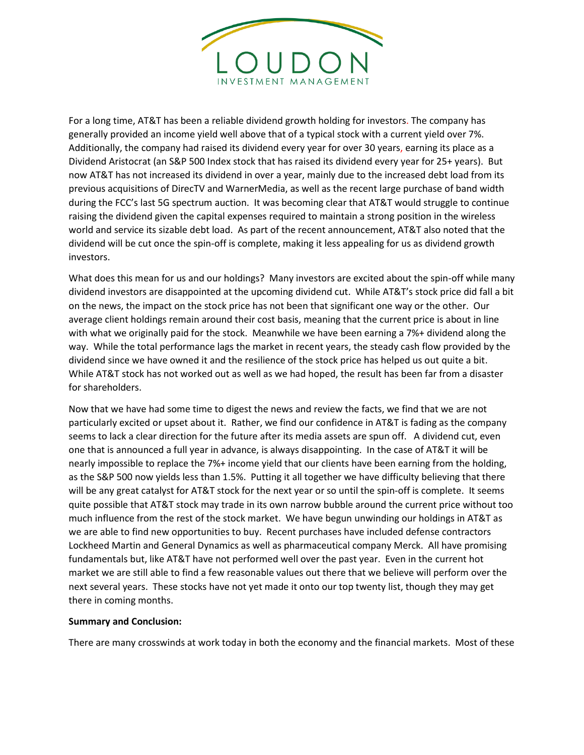For a long time, AT&T has been a reliable dividend growth holding for investors. The company has generally provided an income yield well above that of a typical stock with a current yield over 7%. Additionally, the company had raised its dividend every year for over 30 years, earning its place as a Dividend Aristocrat (an S&P 500 Index stock that has raised its dividend every year for 25+ years). But now AT&T has not increased its dividend in over a year, mainly due to the increased debt load from its previous acquisitions of DirecTV and WarnerMedia, as well as the recent large purchase of band width during the FCC's last 5G spectrum auction. It was becoming clear that AT&T would struggle to continue raising the dividend given the capital expenses required to maintain a strong position in the wireless world and service its sizable debt load. As part of the recent announcement, AT&T also noted that the dividend will be cut once the spin-off is complete, making it less appealing for us as dividend growth investors.

What does this mean for us and our holdings? Many investors are excited about the spin-off while many dividend investors are disappointed at the upcoming dividend cut. While AT&T's stock price did fall a bit on the news, the impact on the stock price has not been that significant one way or the other. Our average client holdings remain around their cost basis, meaning that the current price is about in line with what we originally paid for the stock. Meanwhile we have been earning a 7%+ dividend along the way. While the total performance lags the market in recent years, the steady cash flow provided by the dividend since we have owned it and the resilience of the stock price has helped us out quite a bit. While AT&T stock has not worked out as well as we had hoped, the result has been far from a disaster for shareholders.

Now that we have had some time to digest the news and review the facts, we find that we are not particularly excited or upset about it. Rather, we find our confidence in AT&T is fading as the company seems to lack a clear direction for the future after its media assets are spun off. A dividend cut, even one that is announced a full year in advance, is always disappointing. In the case of AT&T it will be nearly impossible to replace the 7%+ income yield that our clients have been earning from the holding, as the S&P 500 now yields less than 1.5%. Putting it all together we have difficulty believing that there will be any great catalyst for AT&T stock for the next year or so until the spin-off is complete. It seems quite possible that AT&T stock may trade in its own narrow bubble around the current price without too much influence from the rest of the stock market. We have begun unwinding our holdings in AT&T as we are able to find new opportunities to buy. Recent purchases have included defense contractors Lockheed Martin and General Dynamics as well as pharmaceutical company Merck. All have promising fundamentals but, like AT&T have not performed well over the past year. Even in the current hot market we are still able to find a few reasonable values out there that we believe will perform over the next several years. These stocks have not yet made it onto our top twenty list, though they may get there in coming months.

**Summary and Conclusion:**

There are many crosswinds at work today in both the economy and the financial markets. Most of these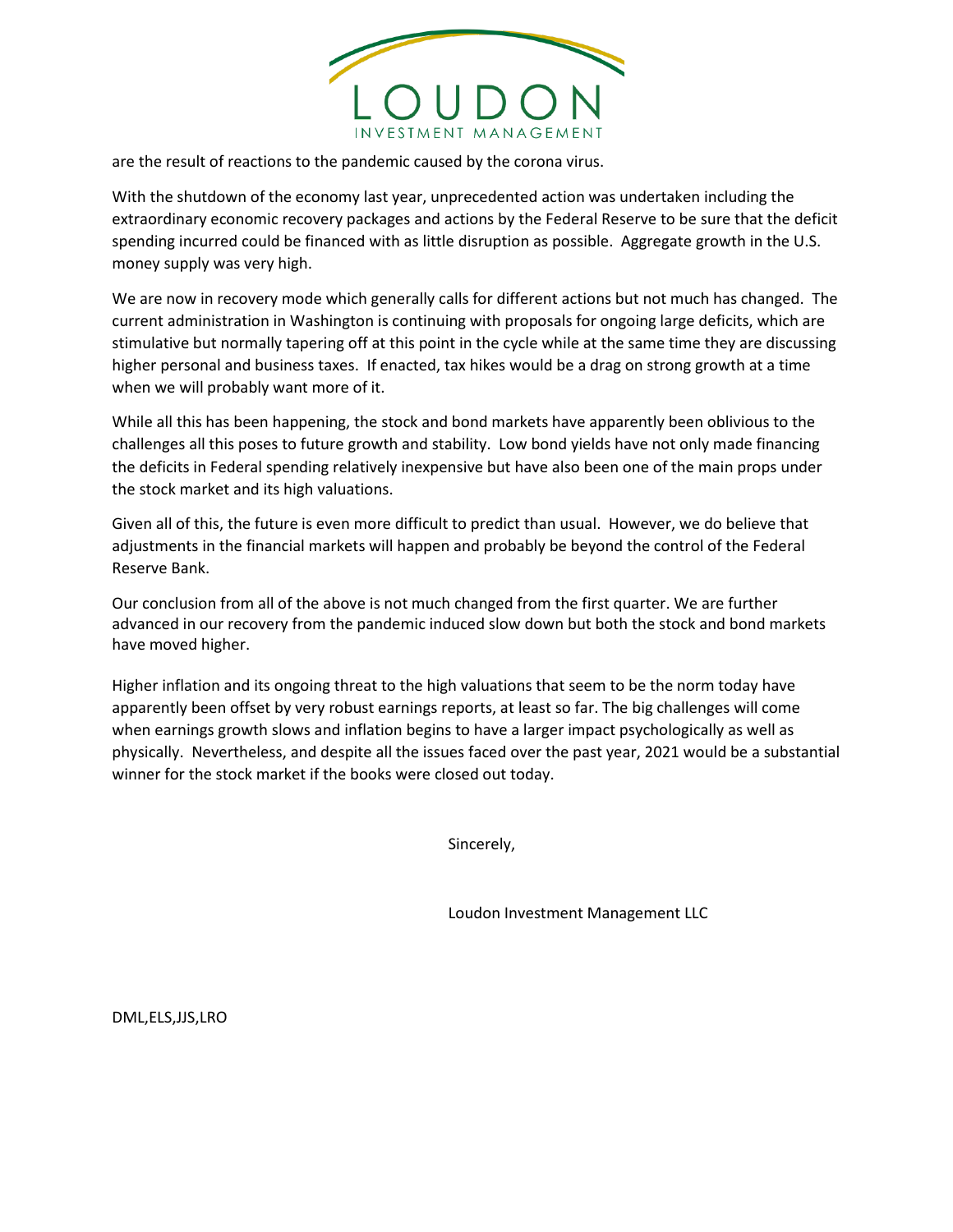are the result of reactions to the pandemic caused by the corona virus.

With the shutdown of the economy last year, unprecedented action was undertaken including the extraordinary economic recovery packages and actions by the Federal Reserve to be sure that the deficit spending incurred could be financed with as little disruption as possible. Aggregate growth in the U.S. money supply was very high.

We are now in recovery mode which generally calls for different actions but not much has changed. The current administration in Washington is continuing with proposals for ongoing large deficits, which are stimulative but normally tapering off at this point in the cycle while at the same time they are discussing higher personal and business taxes. If enacted, tax hikes would be a drag on strong growth at a time when we will probably want more of it.

While all this has been happening, the stock and bond markets have apparently been oblivious to the challenges all this poses to future growth and stability. Low bond yields have not only made financing the deficits in Federal spending relatively inexpensive but have also been one of the main props under the stock market and its high valuations.

Given all of this, the future is even more difficult to predict than usual. However, we do believe that adjustments in the financial markets will happen and probably be beyond the control of the Federal Reserve Bank.

Our conclusion from all of the above is not much changed from the first quarter. We are further advanced in our recovery from the pandemic induced slow down but both the stock and bond markets have moved higher.

Higher inflation and its ongoing threat to the high valuations that seem to be the norm today have apparently been offset by very robust earnings reports, at least so far. The big challenges will come when earnings growth slows and inflation begins to have a larger impact psychologically as well as physically. Nevertheless, and despite all the issues faced over the past year, 2021 would be a substantial winner for the stock market if the books were closed out today.

Sincerely,

Loudon Investment Management LLC

DML,ELS,JJS,LRO